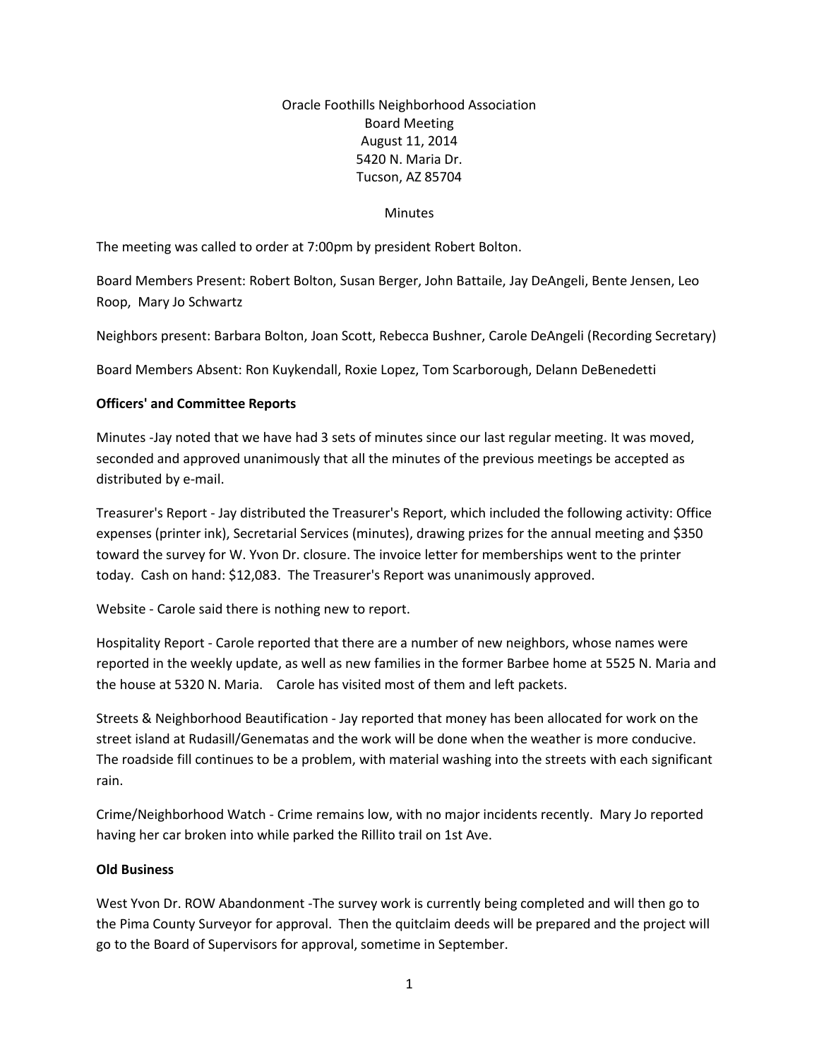Oracle Foothills Neighborhood Association
Board Meeting
August 11, 2014
5420 N. Maria Dr.
Tucson, AZ 85704

Minutes

The meeting was called to order at 7:00pm by president Robert Bolton.

Board Members Present: Robert Bolton, Susan Berger, John Battaile, Jay DeAngeli, Bente Jensen, Leo Roop, Mary Jo Schwartz

Neighbors present: Barbara Bolton, Joan Scott, Rebecca Bushner, Carole DeAngeli (Recording Secretary)

Board Members Absent: Ron Kuykendall, Roxie Lopez, Tom Scarborough, Delann DeBenedetti

**Officers' and Committee Reports**

Minutes -Jay noted that we have had 3 sets of minutes since our last regular meeting. It was moved, seconded and approved unanimously that all the minutes of the previous meetings be accepted as distributed by e-mail.

Treasurer's Report - Jay distributed the Treasurer's Report, which included the following activity: Office expenses (printer ink), Secretarial Services (minutes), drawing prizes for the annual meeting and $350 toward the survey for W. Yvon Dr. closure. The invoice letter for memberships went to the printer today. Cash on hand: $12,083. The Treasurer's Report was unanimously approved.

Website - Carole said there is nothing new to report.

Hospitality Report - Carole reported that there are a number of new neighbors, whose names were reported in the weekly update, as well as new families in the former Barbee home at 5525 N. Maria and the house at 5320 N. Maria. Carole has visited most of them and left packets.

Streets & Neighborhood Beautification - Jay reported that money has been allocated for work on the street island at Rudasill/Genematas and the work will be done when the weather is more conducive. The roadside fill continues to be a problem, with material washing into the streets with each significant rain.

Crime/Neighborhood Watch - Crime remains low, with no major incidents recently. Mary Jo reported having her car broken into while parked the Rillito trail on 1st Ave.

**Old Business**

West Yvon Dr. ROW Abandonment -The survey work is currently being completed and will then go to the Pima County Surveyor for approval. Then the quitclaim deeds will be prepared and the project will go to the Board of Supervisors for approval, sometime in September.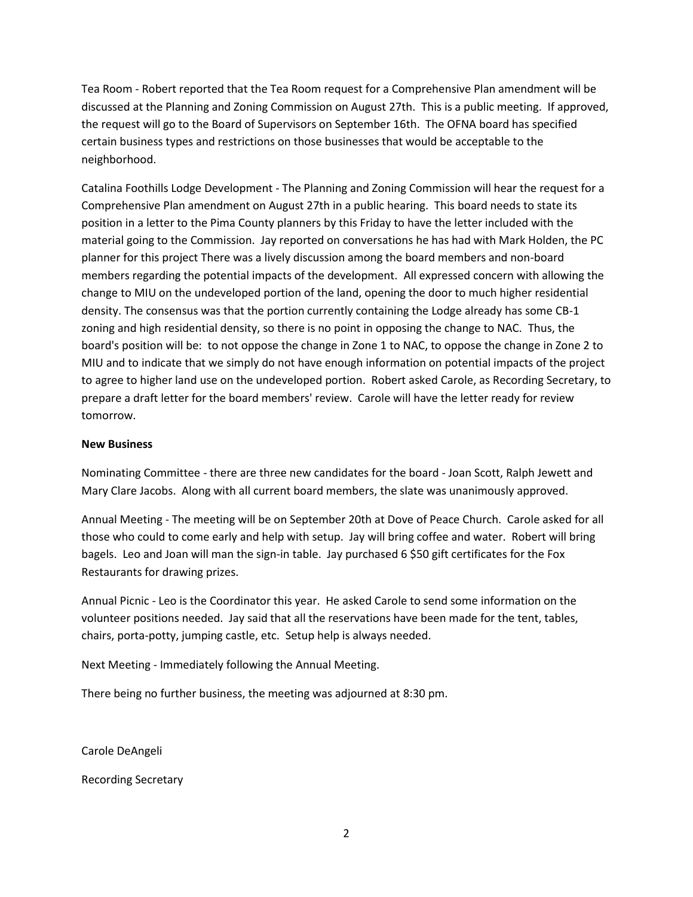Tea Room - Robert reported that the Tea Room request for a Comprehensive Plan amendment will be discussed at the Planning and Zoning Commission on August 27th. This is a public meeting. If approved, the request will go to the Board of Supervisors on September 16th. The OFNA board has specified certain business types and restrictions on those businesses that would be acceptable to the neighborhood.

Catalina Foothills Lodge Development - The Planning and Zoning Commission will hear the request for a Comprehensive Plan amendment on August 27th in a public hearing. This board needs to state its position in a letter to the Pima County planners by this Friday to have the letter included with the material going to the Commission. Jay reported on conversations he has had with Mark Holden, the PC planner for this project There was a lively discussion among the board members and non-board members regarding the potential impacts of the development. All expressed concern with allowing the change to MIU on the undeveloped portion of the land, opening the door to much higher residential density. The consensus was that the portion currently containing the Lodge already has some CB-1 zoning and high residential density, so there is no point in opposing the change to NAC. Thus, the board's position will be: to not oppose the change in Zone 1 to NAC, to oppose the change in Zone 2 to MIU and to indicate that we simply do not have enough information on potential impacts of the project to agree to higher land use on the undeveloped portion. Robert asked Carole, as Recording Secretary, to prepare a draft letter for the board members' review. Carole will have the letter ready for review tomorrow.

**New Business**

Nominating Committee - there are three new candidates for the board - Joan Scott, Ralph Jewett and Mary Clare Jacobs. Along with all current board members, the slate was unanimously approved.

Annual Meeting - The meeting will be on September 20th at Dove of Peace Church. Carole asked for all those who could to come early and help with setup. Jay will bring coffee and water. Robert will bring bagels. Leo and Joan will man the sign-in table. Jay purchased 6 $50 gift certificates for the Fox Restaurants for drawing prizes.

Annual Picnic - Leo is the Coordinator this year. He asked Carole to send some information on the volunteer positions needed. Jay said that all the reservations have been made for the tent, tables, chairs, porta-potty, jumping castle, etc. Setup help is always needed.

Next Meeting - Immediately following the Annual Meeting.

There being no further business, the meeting was adjourned at 8:30 pm.

Carole DeAngeli

Recording Secretary